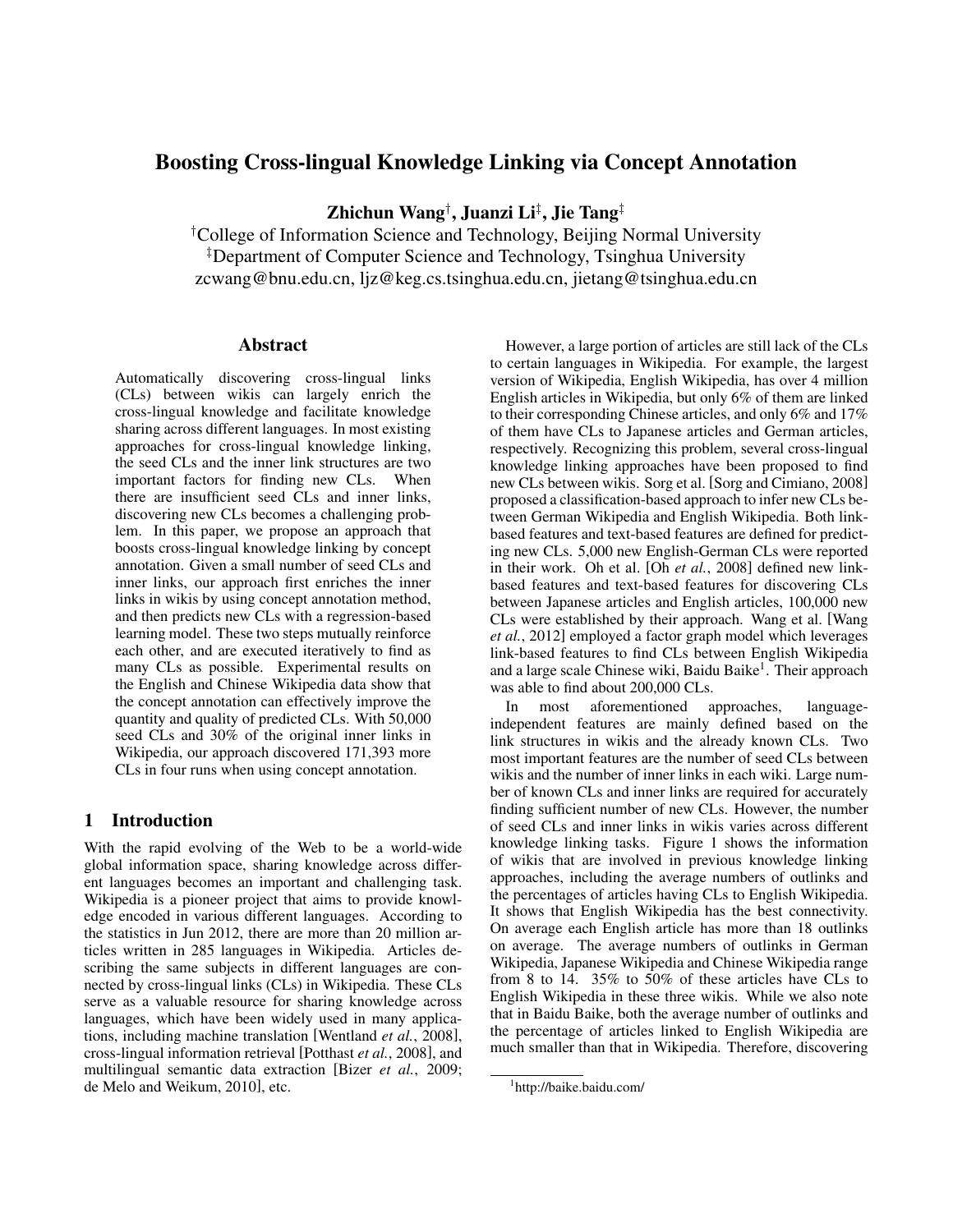# Boosting Cross-lingual Knowledge Linking via Concept Annotation

**Zhichun Wang[†], Juanzi Li[‡], Jie Tang[‡]**

[†]College of Information Science and Technology, Beijing Normal University
[‡]Department of Computer Science and Technology, Tsinghua University
zcwang@bnu.edu.cn, ljz@keg.cs.tsinghua.edu.cn, jietang@tsinghua.edu.cn

## Abstract

Automatically discovering cross-lingual links (CLs) between wikis can largely enrich the cross-lingual knowledge and facilitate knowledge sharing across different languages. In most existing approaches for cross-lingual knowledge linking, the seed CLs and the inner link structures are two important factors for finding new CLs. When there are insufficient seed CLs and inner links, discovering new CLs becomes a challenging problem. In this paper, we propose an approach that boosts cross-lingual knowledge linking by concept annotation. Given a small number of seed CLs and inner links, our approach first enriches the inner links in wikis by using concept annotation method, and then predicts new CLs with a regression-based learning model. These two steps mutually reinforce each other, and are executed iteratively to find as many CLs as possible. Experimental results on the English and Chinese Wikipedia data show that the concept annotation can effectively improve the quantity and quality of predicted CLs. With 50,000 seed CLs and 30% of the original inner links in Wikipedia, our approach discovered 171,393 more CLs in four runs when using concept annotation.

## 1 Introduction

With the rapid evolving of the Web to be a world-wide global information space, sharing knowledge across different languages becomes an important and challenging task. Wikipedia is a pioneer project that aims to provide knowledge encoded in various different languages. According to the statistics in Jun 2012, there are more than 20 million articles written in 285 languages in Wikipedia. Articles describing the same subjects in different languages are connected by cross-lingual links (CLs) in Wikipedia. These CLs serve as a valuable resource for sharing knowledge across languages, which have been widely used in many applications, including machine translation [Wentland *et al.*, 2008], cross-lingual information retrieval [Potthast *et al.*, 2008], and multilingual semantic data extraction [Bizer *et al.*, 2009; de Melo and Weikum, 2010], etc.

However, a large portion of articles are still lack of the CLs to certain languages in Wikipedia. For example, the largest version of Wikipedia, English Wikipedia, has over 4 million English articles in Wikipedia, but only 6% of them are linked to their corresponding Chinese articles, and only 6% and 17% of them have CLs to Japanese articles and German articles, respectively. Recognizing this problem, several cross-lingual knowledge linking approaches have been proposed to find new CLs between wikis. Sorg et al. [Sorg and Cimiano, 2008] proposed a classification-based approach to infer new CLs between German Wikipedia and English Wikipedia. Both link-based features and text-based features are defined for predicting new CLs. 5,000 new English-German CLs were reported in their work. Oh et al. [Oh *et al.*, 2008] defined new link-based features and text-based features for discovering CLs between Japanese articles and English articles, 100,000 new CLs were established by their approach. Wang et al. [Wang *et al.*, 2012] employed a factor graph model which leverages link-based features to find CLs between English Wikipedia and a large scale Chinese wiki, Baidu Baike[1]. Their approach was able to find about 200,000 CLs.

In most aforementioned approaches, language-independent features are mainly defined based on the link structures in wikis and the already known CLs. Two most important features are the number of seed CLs between wikis and the number of inner links in each wiki. Large number of known CLs and inner links are required for accurately finding sufficient number of new CLs. However, the number of seed CLs and inner links in wikis varies across different knowledge linking tasks. Figure 1 shows the information of wikis that are involved in previous knowledge linking approaches, including the average numbers of outlinks and the percentages of articles having CLs to English Wikipedia. It shows that English Wikipedia has the best connectivity. On average each English article has more than 18 outlinks on average. The average numbers of outlinks in German Wikipedia, Japanese Wikipedia and Chinese Wikipedia range from 8 to 14. 35% to 50% of these articles have CLs to English Wikipedia in these three wikis. While we also note that in Baidu Baike, both the average number of outlinks and the percentage of articles linked to English Wikipedia are much smaller than that in Wikipedia. Therefore, discovering

[1]http://baike.baidu.com/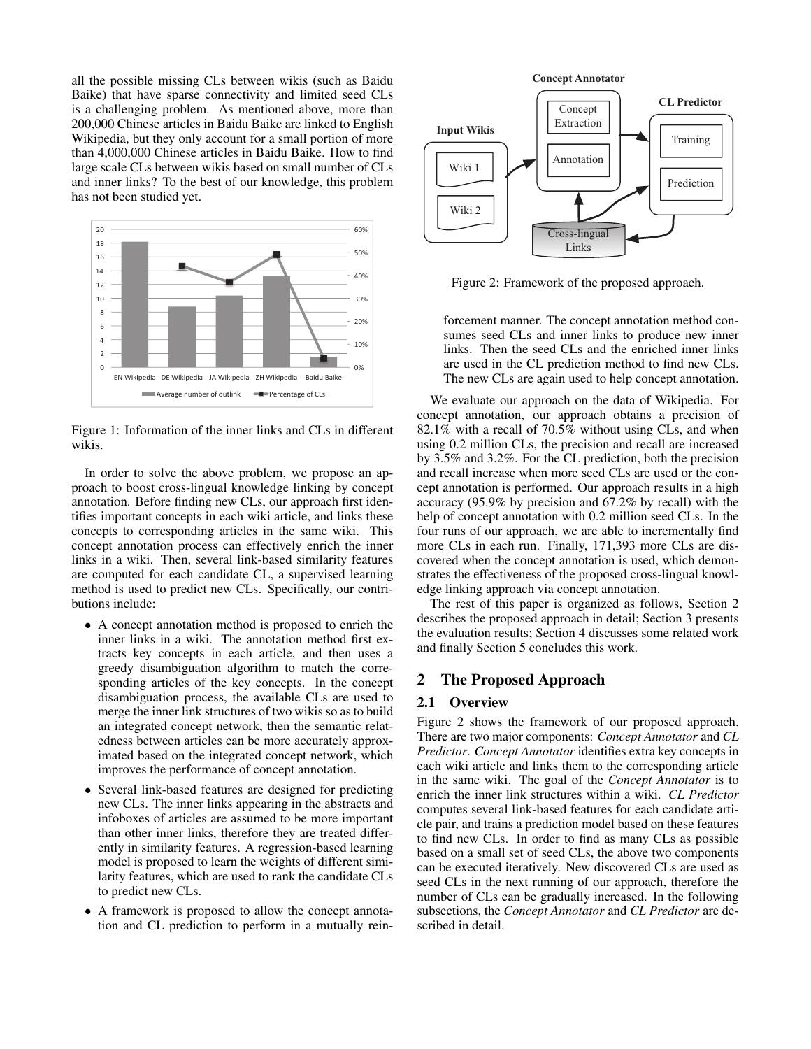all the possible missing CLs between wikis (such as Baidu Baike) that have sparse connectivity and limited seed CLs is a challenging problem. As mentioned above, more than 200,000 Chinese articles in Baidu Baike are linked to English Wikipedia, but they only account for a small portion of more than 4,000,000 Chinese articles in Baidu Baike. How to find large scale CLs between wikis based on small number of CLs and inner links? To the best of our knowledge, this problem has not been studied yet.

Figure 1: Information of the inner links and CLs in different wikis.

In order to solve the above problem, we propose an approach to boost cross-lingual knowledge linking by concept annotation. Before finding new CLs, our approach first identifies important concepts in each wiki article, and links these concepts to corresponding articles in the same wiki. This concept annotation process can effectively enrich the inner links in a wiki. Then, several link-based similarity features are computed for each candidate CL, a supervised learning method is used to predict new CLs. Specifically, our contributions include:

- A concept annotation method is proposed to enrich the inner links in a wiki. The annotation method first extracts key concepts in each article, and then uses a greedy disambiguation algorithm to match the corresponding articles of the key concepts. In the concept disambiguation process, the available CLs are used to merge the inner link structures of two wikis so as to build an integrated concept network, then the semantic relatedness between articles can be more accurately approximated based on the integrated concept network, which improves the performance of concept annotation.
- Several link-based features are designed for predicting new CLs. The inner links appearing in the abstracts and infoboxes of articles are assumed to be more important than other inner links, therefore they are treated differently in similarity features. A regression-based learning model is proposed to learn the weights of different similarity features, which are used to rank the candidate CLs to predict new CLs.
- A framework is proposed to allow the concept annotation and CL prediction to perform in a mutually reinforcement manner. The concept annotation method consumes seed CLs and inner links to produce new inner links. Then the seed CLs and the enriched inner links are used in the CL prediction method to find new CLs. The new CLs are again used to help concept annotation.

Figure 2: Framework of the proposed approach.

We evaluate our approach on the data of Wikipedia. For concept annotation, our approach obtains a precision of 82.1% with a recall of 70.5% without using CLs, and when using 0.2 million CLs, the precision and recall are increased by 3.5% and 3.2%. For the CL prediction, both the precision and recall increase when more seed CLs are used or the concept annotation is performed. Our approach results in a high accuracy (95.9% by precision and 67.2% by recall) with the help of concept annotation with 0.2 million seed CLs. In the four runs of our approach, we are able to incrementally find more CLs in each run. Finally, 171,393 more CLs are discovered when the concept annotation is used, which demonstrates the effectiveness of the proposed cross-lingual knowledge linking approach via concept annotation.

The rest of this paper is organized as follows, Section 2 describes the proposed approach in detail; Section 3 presents the evaluation results; Section 4 discusses some related work and finally Section 5 concludes this work.

## 2 The Proposed Approach

### 2.1 Overview

Figure 2 shows the framework of our proposed approach. There are two major components: *Concept Annotator* and *CL Predictor*. *Concept Annotator* identifies extra key concepts in each wiki article and links them to the corresponding article in the same wiki. The goal of the *Concept Annotator* is to enrich the inner link structures within a wiki. *CL Predictor* computes several link-based features for each candidate article pair, and trains a prediction model based on these features to find new CLs. In order to find as many CLs as possible based on a small set of seed CLs, the above two components can be executed iteratively. New discovered CLs are used as seed CLs in the next running of our approach, therefore the number of CLs can be gradually increased. In the following subsections, the *Concept Annotator* and *CL Predictor* are described in detail.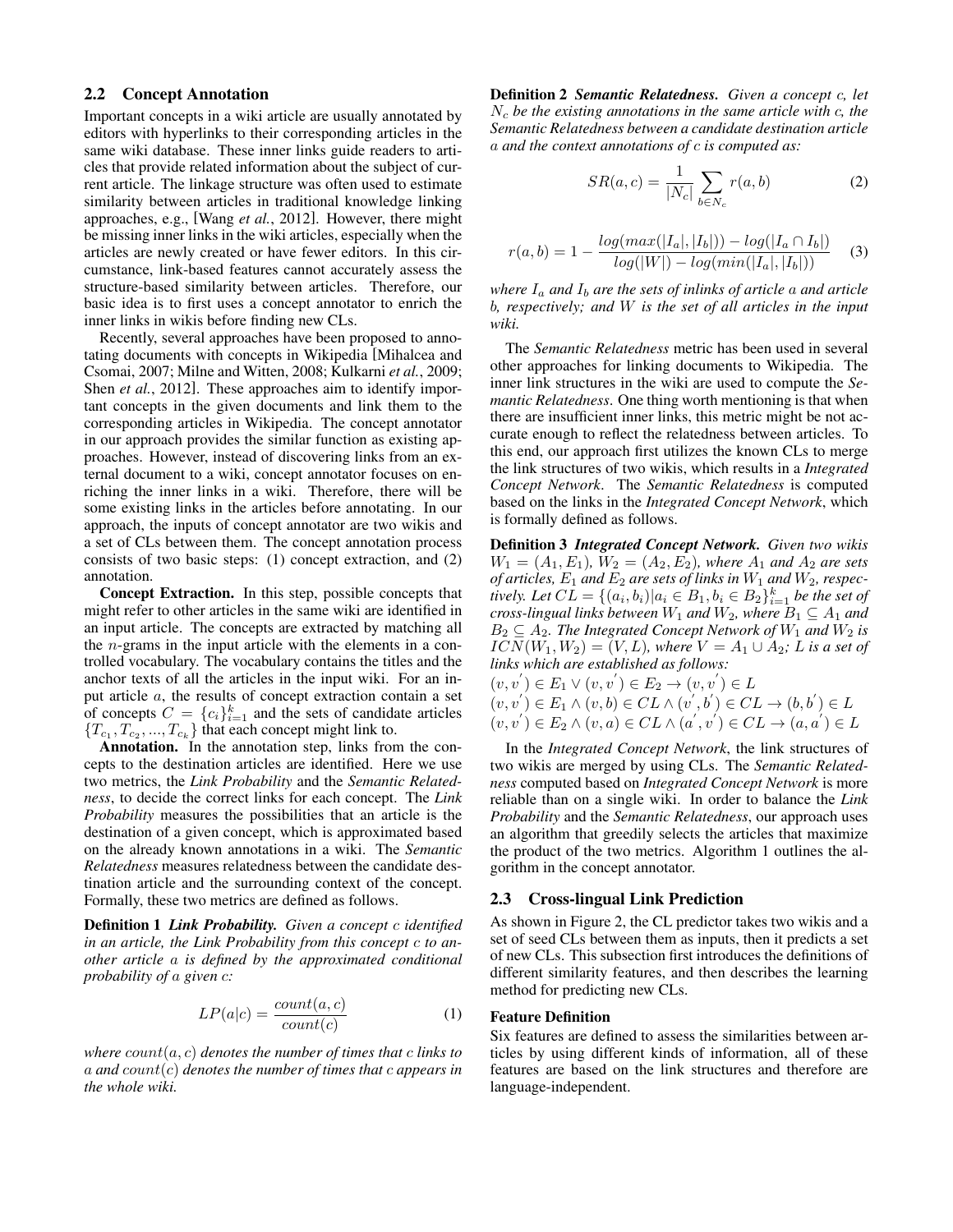### 2.2 Concept Annotation

Important concepts in a wiki article are usually annotated by editors with hyperlinks to their corresponding articles in the same wiki database. These inner links guide readers to articles that provide related information about the subject of current article. The linkage structure was often used to estimate similarity between articles in traditional knowledge linking approaches, e.g., [Wang *et al.*, 2012]. However, there might be missing inner links in the wiki articles, especially when the articles are newly created or have fewer editors. In this circumstance, link-based features cannot accurately assess the structure-based similarity between articles. Therefore, our basic idea is to first uses a concept annotator to enrich the inner links in wikis before finding new CLs.

Recently, several approaches have been proposed to annotating documents with concepts in Wikipedia [Mihalcea and Csomai, 2007; Milne and Witten, 2008; Kulkarni *et al.*, 2009; Shen *et al.*, 2012]. These approaches aim to identify important concepts in the given documents and link them to the corresponding articles in Wikipedia. The concept annotator in our approach provides the similar function as existing approaches. However, instead of discovering links from an external document to a wiki, concept annotator focuses on enriching the inner links in a wiki. Therefore, there will be some existing links in the articles before annotating. In our approach, the inputs of concept annotator are two wikis and a set of CLs between them. The concept annotation process consists of two basic steps: (1) concept extraction, and (2) annotation.

**Concept Extraction.** In this step, possible concepts that might refer to other articles in the same wiki are identified in an input article. The concepts are extracted by matching all the $n$-grams in the input article with the elements in a controlled vocabulary. The vocabulary contains the titles and the anchor texts of all the articles in the input wiki. For an input article $a$, the results of concept extraction contain a set of concepts $C = \{c_i\}_{i=1}^{k}$ and the sets of candidate articles $\{T_{c_1}, T_{c_2}, ..., T_{c_k}\}$ that each concept might link to.

**Annotation.** In the annotation step, links from the concepts to the destination articles are identified. Here we use two metrics, the *Link Probability* and the *Semantic Relatedness*, to decide the correct links for each concept. The *Link Probability* measures the possibilities that an article is the destination of a given concept, which is approximated based on the already known annotations in a wiki. The *Semantic Relatedness* measures relatedness between the candidate destination article and the surrounding context of the concept. Formally, these two metrics are defined as follows.

**Definition 1** ***Link Probability.*** *Given a concept $c$ identified in an article, the Link Probability from this concept $c$ to another article $a$ is defined by the approximated conditional probability of $a$ given $c$:*

$$LP(a|c) = \frac{count(a, c)}{count(c)} \tag{1}$$

*where $count(a, c)$ denotes the number of times that $c$ links to $a$ and $count(c)$ denotes the number of times that $c$ appears in the whole wiki.*

**Definition 2** ***Semantic Relatedness.*** *Given a concept $c$, let $N_c$ be the existing annotations in the same article with $c$, the Semantic Relatedness between a candidate destination article $a$ and the context annotations of $c$ is computed as:*

$$SR(a, c) = \frac{1}{|N_c|} \sum_{b \in N_c} r(a, b) \tag{2}$$

$$r(a, b) = 1 - \frac{log(max(|I_a|, |I_b|)) - log(|I_a \cap I_b|)}{log(|W|) - log(min(|I_a|, |I_b|))} \tag{3}$$

*where $I_a$ and $I_b$ are the sets of inlinks of article $a$ and article $b$, respectively; and $W$ is the set of all articles in the input wiki.*

The *Semantic Relatedness* metric has been used in several other approaches for linking documents to Wikipedia. The inner link structures in the wiki are used to compute the *Semantic Relatedness*. One thing worth mentioning is that when there are insufficient inner links, this metric might be not accurate enough to reflect the relatedness between articles. To this end, our approach first utilizes the known CLs to merge the link structures of two wikis, which results in a *Integrated Concept Network*. The *Semantic Relatedness* is computed based on the links in the *Integrated Concept Network*, which is formally defined as follows.

**Definition 3** ***Integrated Concept Network.*** *Given two wikis $W_1 = (A_1, E_1)$, $W_2 = (A_2, E_2)$, where $A_1$ and $A_2$ are sets of articles, $E_1$ and $E_2$ are sets of links in $W_1$ and $W_2$, respectively. Let $CL = \{(a_i, b_i) | a_i \in B_1, b_i \in B_2\}_{i=1}^{k}$ be the set of cross-lingual links between $W_1$ and $W_2$, where $B_1 \subseteq A_1$ and $B_2 \subseteq A_2$. The Integrated Concept Network of $W_1$ and $W_2$ is $ICN(W_1, W_2) = (V, L)$, where $V = A_1 \cup A_2$; $L$ is a set of links which are established as follows:*

$(v, v') \in E_1 \vee (v, v') \in E_2 \rightarrow (v, v') \in L$
$(v, v') \in E_1 \wedge (v, b) \in CL \wedge (v', b') \in CL \rightarrow (b, b') \in L$
$(v, v') \in E_2 \wedge (v, a) \in CL \wedge (a', v') \in CL \rightarrow (a, a') \in L$

In the *Integrated Concept Network*, the link structures of two wikis are merged by using CLs. The *Semantic Relatedness* computed based on *Integrated Concept Network* is more reliable than on a single wiki. In order to balance the *Link Probability* and the *Semantic Relatedness*, our approach uses an algorithm that greedily selects the articles that maximize the product of the two metrics. Algorithm 1 outlines the algorithm in the concept annotator.

### 2.3 Cross-lingual Link Prediction

As shown in Figure 2, the CL predictor takes two wikis and a set of seed CLs between them as inputs, then it predicts a set of new CLs. This subsection first introduces the definitions of different similarity features, and then describes the learning method for predicting new CLs.

#### Feature Definition

Six features are defined to assess the similarities between articles by using different kinds of information, all of these features are based on the link structures and therefore are language-independent.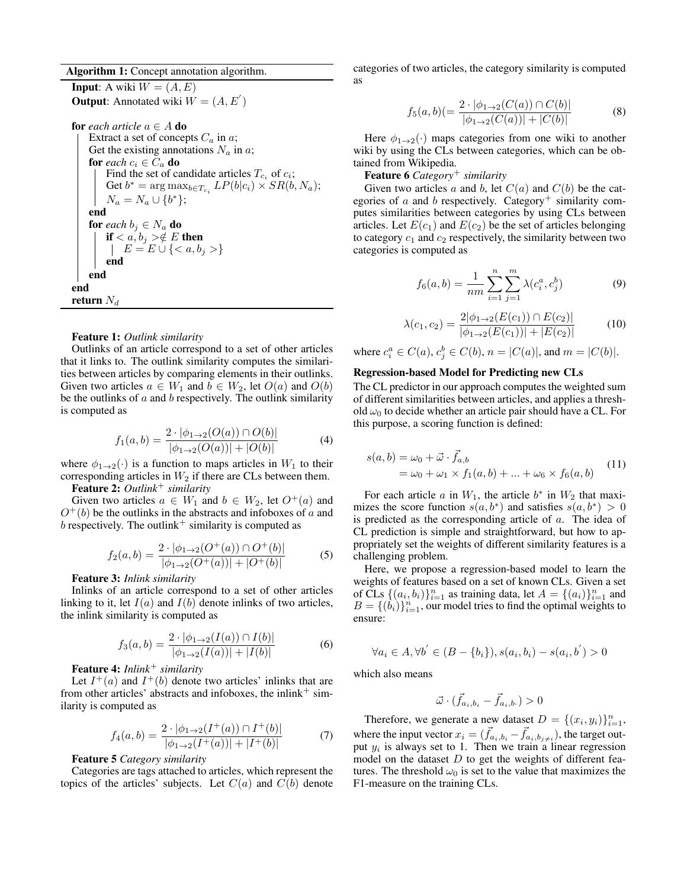**Algorithm 1:** Concept annotation algorithm.

```
Input: A wiki W = (A, E)
Output: Annotated wiki W = (A, E')

for each article a ∈ A do
    Extract a set of concepts C_a in a;
    Get the existing annotations N_a in a;
    for each c_i ∈ C_a do
        Find the set of candidate articles T_{c_i} of c_i;
        Get b* = argmax_{b∈T_{c_i}} LP(b|c_i) × SR(b, N_a);
        N_a = N_a ∪ {b*};
    end
    for each b_j ∈ N_a do
        if <a, b_j> ∉ E then
            E = E ∪ {<a, b_j>}
        end
    end
end
return N_d
```

**Feature 1:** *Outlink similarity*

Outlinks of an article correspond to a set of other articles that it links to. The outlink similarity computes the similarities between articles by comparing elements in their outlinks. Given two articles $a \in W_1$ and $b \in W_2$, let $O(a)$ and $O(b)$ be the outlinks of $a$ and $b$ respectively. The outlink similarity is computed as

$$f_1(a,b) = \frac{2 \cdot |\phi_{1\to2}(O(a)) \cap O(b)|}{|\phi_{1\to2}(O(a))| + |O(b)|} \tag{4}$$

where $\phi_{1\to2}(\cdot)$ is a function to maps articles in $W_1$ to their corresponding articles in $W_2$ if there are CLs between them.

**Feature 2:** *Outlink$^+$ similarity*

Given two articles $a \in W_1$ and $b \in W_2$, let $O^+(a)$ and $O^+(b)$ be the outlinks in the abstracts and infoboxes of $a$ and $b$ respectively. The outlink$^+$ similarity is computed as

$$f_2(a,b) = \frac{2 \cdot |\phi_{1\to2}(O^+(a)) \cap O^+(b)|}{|\phi_{1\to2}(O^+(a))| + |O^+(b)|} \tag{5}$$

**Feature 3:** *Inlink similarity*

Inlinks of an article correspond to a set of other articles linking to it, let $I(a)$ and $I(b)$ denote inlinks of two articles, the inlink similarity is computed as

$$f_3(a,b) = \frac{2 \cdot |\phi_{1\to2}(I(a)) \cap I(b)|}{|\phi_{1\to2}(I(a))| + |I(b)|} \tag{6}$$

**Feature 4:** *Inlink$^+$ similarity*

Let $I^+(a)$ and $I^+(b)$ denote two articles' inlinks that are from other articles' abstracts and infoboxes, the inlink$^+$ similarity is computed as

$$f_4(a,b) = \frac{2 \cdot |\phi_{1\to2}(I^+(a)) \cap I^+(b)|}{|\phi_{1\to2}(I^+(a))| + |I^+(b)|} \tag{7}$$

**Feature 5** *Category similarity*

Categories are tags attached to articles, which represent the topics of the articles' subjects. Let $C(a)$ and $C(b)$ denote categories of two articles, the category similarity is computed as

$$f_5(a,b)(= \frac{2 \cdot |\phi_{1\to2}(C(a)) \cap C(b)|}{|\phi_{1\to2}(C(a))| + |C(b)|} \tag{8}$$

Here $\phi_{1\to2}(\cdot)$ maps categories from one wiki to another wiki by using the CLs between categories, which can be obtained from Wikipedia.

**Feature 6** *Category$^+$ similarity*

Given two articles $a$ and $b$, let $C(a)$ and $C(b)$ be the categories of $a$ and $b$ respectively. Category$^+$ similarity computes similarities between categories by using CLs between articles. Let $E(c_1)$ and $E(c_2)$ be the set of articles belonging to category $c_1$ and $c_2$ respectively, the similarity between two categories is computed as

$$f_6(a,b) = \frac{1}{nm}\sum_{i=1}^{n}\sum_{j=1}^{m}\lambda(c_i^a, c_j^b) \tag{9}$$

$$\lambda(c_1,c_2) = \frac{2|\phi_{1\to2}(E(c_1)) \cap E(c_2)|}{|\phi_{1\to2}(E(c_1))| + |E(c_2)|} \tag{10}$$

where $c_i^a \in C(a)$, $c_j^b \in C(b)$, $n = |C(a)|$, and $m = |C(b)|$.

### Regression-based Model for Predicting new CLs

The CL predictor in our approach computes the weighted sum of different similarities between articles, and applies a threshold $\omega_0$ to decide whether an article pair should have a CL. For this purpose, a scoring function is defined:

$$\begin{aligned} s(a,b) &= \omega_0 + \vec{\omega} \cdot \vec{f}_{a,b} \\ &= \omega_0 + \omega_1 \times f_1(a,b) + ... + \omega_6 \times f_6(a,b) \end{aligned} \tag{11}$$

For each article $a$ in $W_1$, the article $b^*$ in $W_2$ that maximizes the score function $s(a,b^*)$ and satisfies $s(a,b^*) > 0$ is predicted as the corresponding article of $a$. The idea of CL prediction is simple and straightforward, but how to appropriately set the weights of different similarity features is a challenging problem.

Here, we propose a regression-based model to learn the weights of features based on a set of known CLs. Given a set of CLs $\{(a_i,b_i)\}_{i=1}^n$ as training data, let $A = \{(a_i)\}_{i=1}^n$ and $B = \{(b_i)\}_{i=1}^n$, our model tries to find the optimal weights to ensure:

$$\forall a_i \in A, \forall b' \in (B - \{b_i\}), s(a_i,b_i) - s(a_i,b') > 0$$

which also means

$$\vec{\omega} \cdot (\vec{f}_{a_i,b_i} - \vec{f}_{a_i,b'}) > 0$$

Therefore, we generate a new dataset $D = \{(x_i,y_i)\}_{i=1}^n$, where the input vector $x_i = (\vec{f}_{a_i,b_i} - \vec{f}_{a_i,b_{j\neq i}})$, the target output $y_i$ is always set to 1. Then we train a linear regression model on the dataset $D$ to get the weights of different features. The threshold $\omega_0$ is set to the value that maximizes the F1-measure on the training CLs.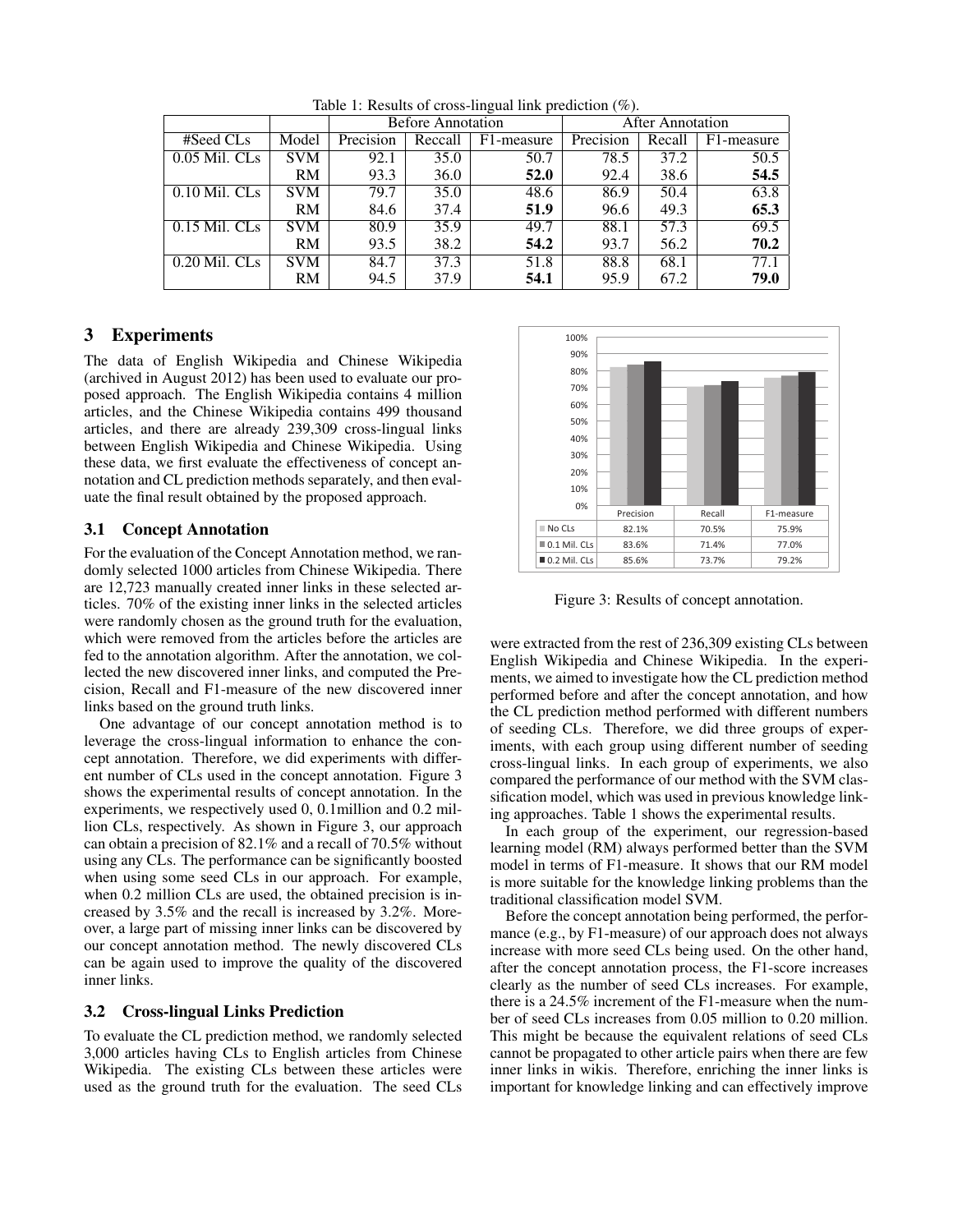Table 1: Results of cross-lingual link prediction (%).

| | | Before Annotation | | | After Annotation | | |
|---|---|---|---|---|---|---|---|
| #Seed CLs | Model | Precision | Reccall | F1-measure | Precision | Recall | F1-measure |
| 0.05 Mil. CLs | SVM | 92.1 | 35.0 | 50.7 | 78.5 | 37.2 | 50.5 |
| | RM | 93.3 | 36.0 | **52.0** | 92.4 | 38.6 | **54.5** |
| 0.10 Mil. CLs | SVM | 79.7 | 35.0 | 48.6 | 86.9 | 50.4 | 63.8 |
| | RM | 84.6 | 37.4 | **51.9** | 96.6 | 49.3 | **65.3** |
| 0.15 Mil. CLs | SVM | 80.9 | 35.9 | 49.7 | 88.1 | 57.3 | 69.5 |
| | RM | 93.5 | 38.2 | **54.2** | 93.7 | 56.2 | **70.2** |
| 0.20 Mil. CLs | SVM | 84.7 | 37.3 | 51.8 | 88.8 | 68.1 | 77.1 |
| | RM | 94.5 | 37.9 | **54.1** | 95.9 | 67.2 | **79.0** |

## 3 Experiments

The data of English Wikipedia and Chinese Wikipedia (archived in August 2012) has been used to evaluate our proposed approach. The English Wikipedia contains 4 million articles, and the Chinese Wikipedia contains 499 thousand articles, and there are already 239,309 cross-lingual links between English Wikipedia and Chinese Wikipedia. Using these data, we first evaluate the effectiveness of concept annotation and CL prediction methods separately, and then evaluate the final result obtained by the proposed approach.

### 3.1 Concept Annotation

For the evaluation of the Concept Annotation method, we randomly selected 1000 articles from Chinese Wikipedia. There are 12,723 manually created inner links in these selected articles. 70% of the existing inner links in the selected articles were randomly chosen as the ground truth for the evaluation, which were removed from the articles before the articles are fed to the annotation algorithm. After the annotation, we collected the new discovered inner links, and computed the Precision, Recall and F1-measure of the new discovered inner links based on the ground truth links.

One advantage of our concept annotation method is to leverage the cross-lingual information to enhance the concept annotation. Therefore, we did experiments with different number of CLs used in the concept annotation. Figure 3 shows the experimental results of concept annotation. In the experiments, we respectively used 0, 0.1million and 0.2 million CLs, respectively. As shown in Figure 3, our approach can obtain a precision of 82.1% and a recall of 70.5% without using any CLs. The performance can be significantly boosted when using some seed CLs in our approach. For example, when 0.2 million CLs are used, the obtained precision is increased by 3.5% and the recall is increased by 3.2%. Moreover, a large part of missing inner links can be discovered by our concept annotation method. The newly discovered CLs can be again used to improve the quality of the discovered inner links.

### 3.2 Cross-lingual Links Prediction

To evaluate the CL prediction method, we randomly selected 3,000 articles having CLs to English articles from Chinese Wikipedia. The existing CLs between these articles were used as the ground truth for the evaluation. The seed CLs were extracted from the rest of 236,309 existing CLs between English Wikipedia and Chinese Wikipedia. In the experiments, we aimed to investigate how the CL prediction method performed before and after the concept annotation, and how the CL prediction method performed with different numbers of seeding CLs. Therefore, we did three groups of experiments, with each group using different number of seeding cross-lingual links. In each group of experiments, we also compared the performance of our method with the SVM classification model, which was used in previous knowledge linking approaches. Table 1 shows the experimental results.

| | Precision | Recall | F1-measure |
|---|---|---|---|
| No CLs | 82.1% | 70.5% | 75.9% |
| 0.1 Mil. CLs | 83.6% | 71.4% | 77.0% |
| 0.2 Mil. CLs | 85.6% | 73.7% | 79.2% |

Figure 3: Results of concept annotation.

In each group of the experiment, our regression-based learning model (RM) always performed better than the SVM model in terms of F1-measure. It shows that our RM model is more suitable for the knowledge linking problems than the traditional classification model SVM.

Before the concept annotation being performed, the performance (e.g., by F1-measure) of our approach does not always increase with more seed CLs being used. On the other hand, after the concept annotation process, the F1-score increases clearly as the number of seed CLs increases. For example, there is a 24.5% increment of the F1-measure when the number of seed CLs increases from 0.05 million to 0.20 million. This might be because the equivalent relations of seed CLs cannot be propagated to other article pairs when there are few inner links in wikis. Therefore, enriching the inner links is important for knowledge linking and can effectively improve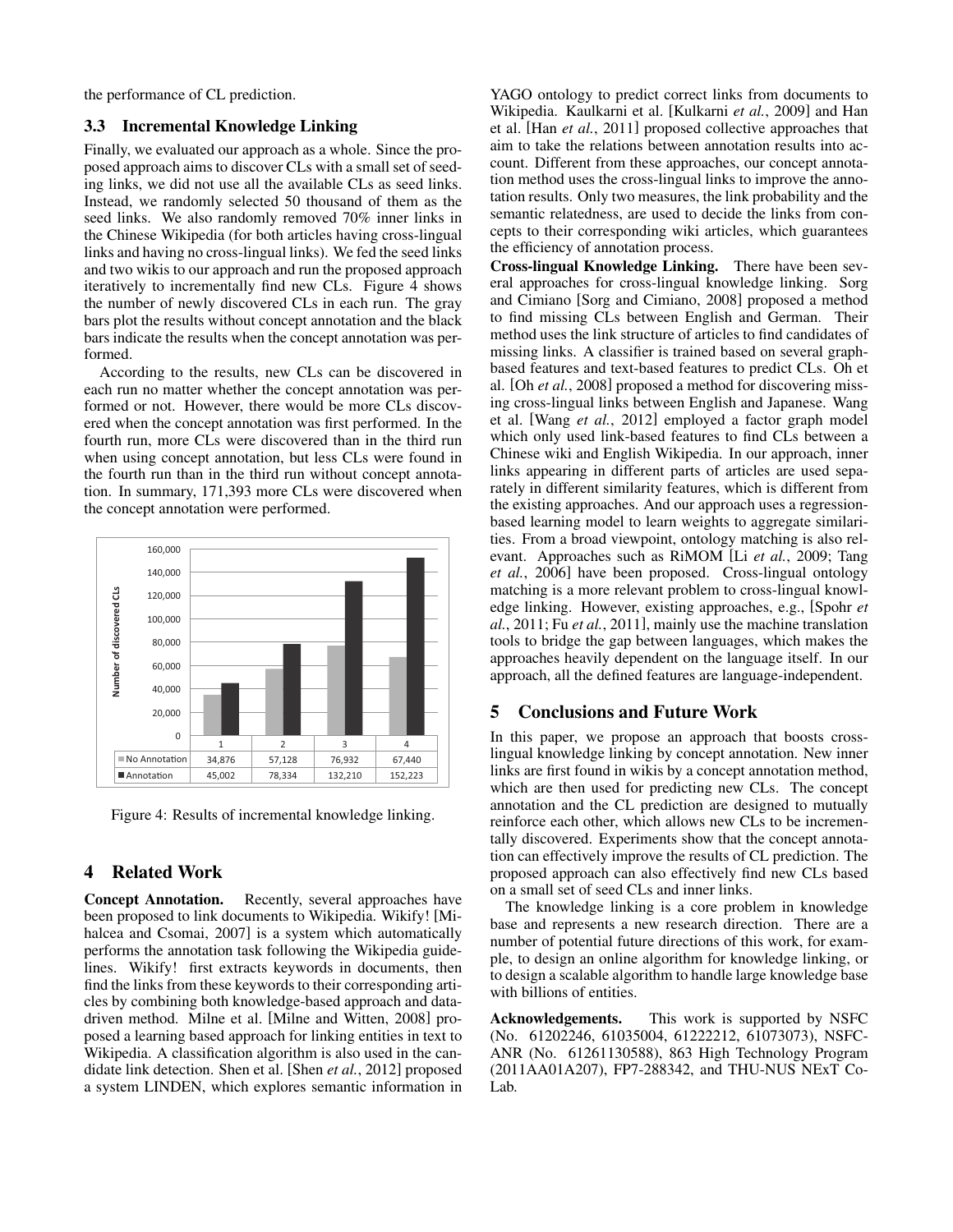the performance of CL prediction.

### 3.3 Incremental Knowledge Linking

Finally, we evaluated our approach as a whole. Since the proposed approach aims to discover CLs with a small set of seeding links, we did not use all the available CLs as seed links. Instead, we randomly selected 50 thousand of them as the seed links. We also randomly removed 70% inner links in the Chinese Wikipedia (for both articles having cross-lingual links and having no cross-lingual links). We fed the seed links and two wikis to our approach and run the proposed approach iteratively to incrementally find new CLs. Figure 4 shows the number of newly discovered CLs in each run. The gray bars plot the results without concept annotation and the black bars indicate the results when the concept annotation was performed.

According to the results, new CLs can be discovered in each run no matter whether the concept annotation was performed or not. However, there would be more CLs discovered when the concept annotation was first performed. In the fourth run, more CLs were discovered than in the third run when using concept annotation, but less CLs were found in the fourth run than in the third run without concept annotation. In summary, 171,393 more CLs were discovered when the concept annotation were performed.

| | 1 | 2 | 3 | 4 |
|---|---|---|---|---|
| No Annotation | 34,876 | 57,128 | 76,932 | 67,440 |
| Annotation | 45,002 | 78,334 | 132,210 | 152,223 |

Figure 4: Results of incremental knowledge linking.

## 4 Related Work

**Concept Annotation.** Recently, several approaches have been proposed to link documents to Wikipedia. Wikify! [Mihalcea and Csomai, 2007] is a system which automatically performs the annotation task following the Wikipedia guidelines. Wikify! first extracts keywords in documents, then find the links from these keywords to their corresponding articles by combining both knowledge-based approach and data-driven method. Milne et al. [Milne and Witten, 2008] proposed a learning based approach for linking entities in text to Wikipedia. A classification algorithm is also used in the candidate link detection. Shen et al. [Shen *et al.*, 2012] proposed a system LINDEN, which explores semantic information in YAGO ontology to predict correct links from documents to Wikipedia. Kaulkarni et al. [Kulkarni *et al.*, 2009] and Han et al. [Han *et al.*, 2011] proposed collective approaches that aim to take the relations between annotation results into account. Different from these approaches, our concept annotation method uses the cross-lingual links to improve the annotation results. Only two measures, the link probability and the semantic relatedness, are used to decide the links from concepts to their corresponding wiki articles, which guarantees the efficiency of annotation process.

**Cross-lingual Knowledge Linking.** There have been several approaches for cross-lingual knowledge linking. Sorg and Cimiano [Sorg and Cimiano, 2008] proposed a method to find missing CLs between English and German. Their method uses the link structure of articles to find candidates of missing links. A classifier is trained based on several graph-based features and text-based features to predict CLs. Oh et al. [Oh *et al.*, 2008] proposed a method for discovering missing cross-lingual links between English and Japanese. Wang et al. [Wang *et al.*, 2012] employed a factor graph model which only used link-based features to find CLs between a Chinese wiki and English Wikipedia. In our approach, inner links appearing in different parts of articles are used separately in different similarity features, which is different from the existing approaches. And our approach uses a regression-based learning model to learn weights to aggregate similarities. From a broad viewpoint, ontology matching is also relevant. Approaches such as RiMOM [Li *et al.*, 2009; Tang *et al.*, 2006] have been proposed. Cross-lingual ontology matching is a more relevant problem to cross-lingual knowledge linking. However, existing approaches, e.g., [Spohr *et al.*, 2011; Fu *et al.*, 2011], mainly use the machine translation tools to bridge the gap between languages, which makes the approaches heavily dependent on the language itself. In our approach, all the defined features are language-independent.

## 5 Conclusions and Future Work

In this paper, we propose an approach that boosts cross-lingual knowledge linking by concept annotation. New inner links are first found in wikis by a concept annotation method, which are then used for predicting new CLs. The concept annotation and the CL prediction are designed to mutually reinforce each other, which allows new CLs to be incrementally discovered. Experiments show that the concept annotation can effectively improve the results of CL prediction. The proposed approach can also effectively find new CLs based on a small set of seed CLs and inner links.

The knowledge linking is a core problem in knowledge base and represents a new research direction. There are a number of potential future directions of this work, for example, to design an online algorithm for knowledge linking, or to design a scalable algorithm to handle large knowledge base with billions of entities.

**Acknowledgements.** This work is supported by NSFC (No. 61202246, 61035004, 61222212, 61073073), NSFC-ANR (No. 61261130588), 863 High Technology Program (2011AA01A207), FP7-288342, and THU-NUS NExT Co-Lab.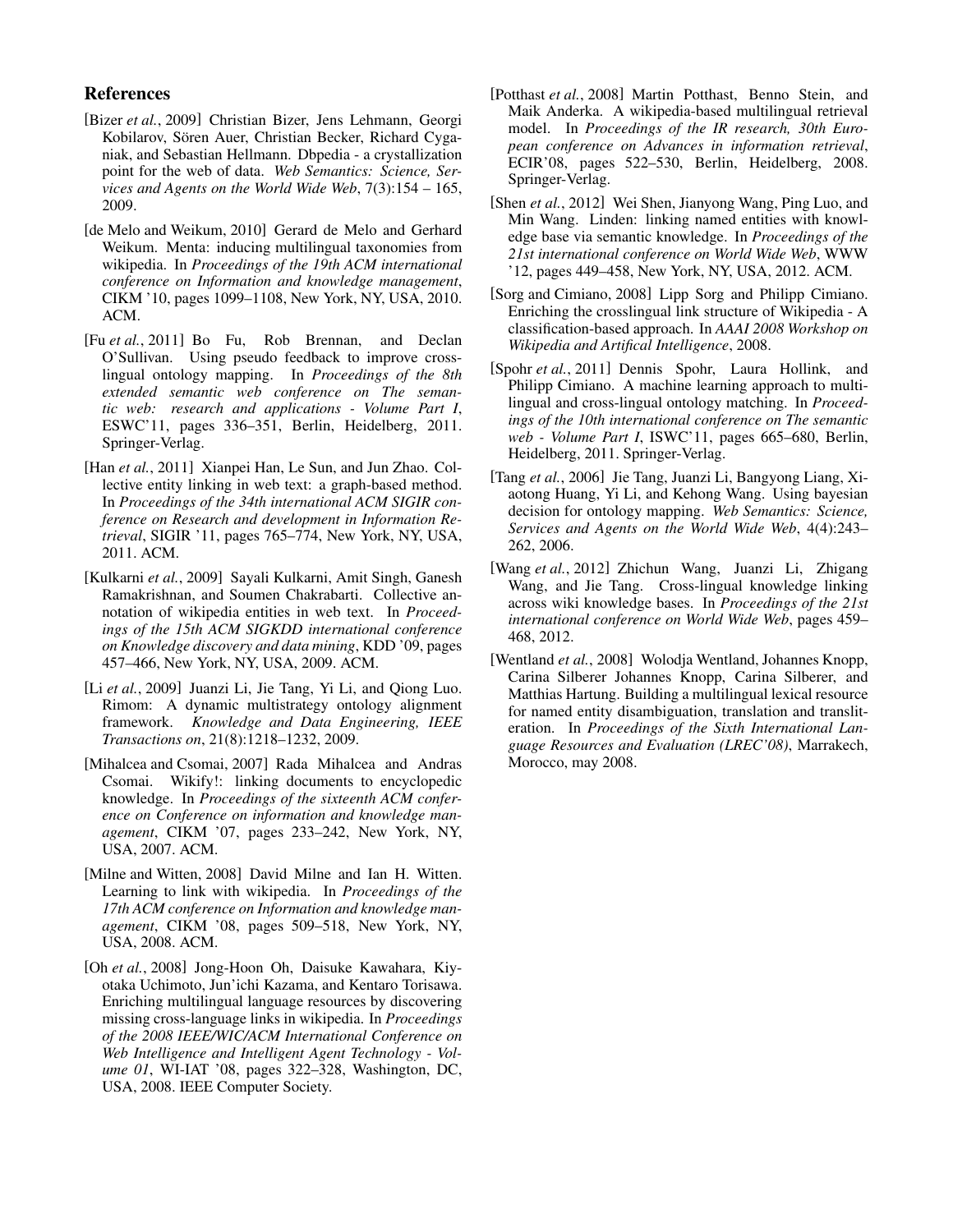## References

[Bizer *et al.*, 2009] Christian Bizer, Jens Lehmann, Georgi Kobilarov, Sören Auer, Christian Becker, Richard Cyganiak, and Sebastian Hellmann. Dbpedia - a crystallization point for the web of data. *Web Semantics: Science, Services and Agents on the World Wide Web*, 7(3):154 – 165, 2009.

[de Melo and Weikum, 2010] Gerard de Melo and Gerhard Weikum. Menta: inducing multilingual taxonomies from wikipedia. In *Proceedings of the 19th ACM international conference on Information and knowledge management*, CIKM '10, pages 1099–1108, New York, NY, USA, 2010. ACM.

[Fu *et al.*, 2011] Bo Fu, Rob Brennan, and Declan O'Sullivan. Using pseudo feedback to improve cross-lingual ontology mapping. In *Proceedings of the 8th extended semantic web conference on The semantic web: research and applications - Volume Part I*, ESWC'11, pages 336–351, Berlin, Heidelberg, 2011. Springer-Verlag.

[Han *et al.*, 2011] Xianpei Han, Le Sun, and Jun Zhao. Collective entity linking in web text: a graph-based method. In *Proceedings of the 34th international ACM SIGIR conference on Research and development in Information Retrieval*, SIGIR '11, pages 765–774, New York, NY, USA, 2011. ACM.

[Kulkarni *et al.*, 2009] Sayali Kulkarni, Amit Singh, Ganesh Ramakrishnan, and Soumen Chakrabarti. Collective annotation of wikipedia entities in web text. In *Proceedings of the 15th ACM SIGKDD international conference on Knowledge discovery and data mining*, KDD '09, pages 457–466, New York, NY, USA, 2009. ACM.

[Li *et al.*, 2009] Juanzi Li, Jie Tang, Yi Li, and Qiong Luo. Rimom: A dynamic multistrategy ontology alignment framework. *Knowledge and Data Engineering, IEEE Transactions on*, 21(8):1218–1232, 2009.

[Mihalcea and Csomai, 2007] Rada Mihalcea and Andras Csomai. Wikify!: linking documents to encyclopedic knowledge. In *Proceedings of the sixteenth ACM conference on Conference on information and knowledge management*, CIKM '07, pages 233–242, New York, NY, USA, 2007. ACM.

[Milne and Witten, 2008] David Milne and Ian H. Witten. Learning to link with wikipedia. In *Proceedings of the 17th ACM conference on Information and knowledge management*, CIKM '08, pages 509–518, New York, NY, USA, 2008. ACM.

[Oh *et al.*, 2008] Jong-Hoon Oh, Daisuke Kawahara, Kiyotaka Uchimoto, Jun'ichi Kazama, and Kentaro Torisawa. Enriching multilingual language resources by discovering missing cross-language links in wikipedia. In *Proceedings of the 2008 IEEE/WIC/ACM International Conference on Web Intelligence and Intelligent Agent Technology - Volume 01*, WI-IAT '08, pages 322–328, Washington, DC, USA, 2008. IEEE Computer Society.

[Potthast *et al.*, 2008] Martin Potthast, Benno Stein, and Maik Anderka. A wikipedia-based multilingual retrieval model. In *Proceedings of the IR research, 30th European conference on Advances in information retrieval*, ECIR'08, pages 522–530, Berlin, Heidelberg, 2008. Springer-Verlag.

[Shen *et al.*, 2012] Wei Shen, Jianyong Wang, Ping Luo, and Min Wang. Linden: linking named entities with knowledge base via semantic knowledge. In *Proceedings of the 21st international conference on World Wide Web*, WWW '12, pages 449–458, New York, NY, USA, 2012. ACM.

[Sorg and Cimiano, 2008] Lipp Sorg and Philipp Cimiano. Enriching the crosslingual link structure of Wikipedia - A classification-based approach. In *AAAI 2008 Workshop on Wikipedia and Artifical Intelligence*, 2008.

[Spohr *et al.*, 2011] Dennis Spohr, Laura Hollink, and Philipp Cimiano. A machine learning approach to multilingual and cross-lingual ontology matching. In *Proceedings of the 10th international conference on The semantic web - Volume Part I*, ISWC'11, pages 665–680, Berlin, Heidelberg, 2011. Springer-Verlag.

[Tang *et al.*, 2006] Jie Tang, Juanzi Li, Bangyong Liang, Xiaotong Huang, Yi Li, and Kehong Wang. Using bayesian decision for ontology mapping. *Web Semantics: Science, Services and Agents on the World Wide Web*, 4(4):243–262, 2006.

[Wang *et al.*, 2012] Zhichun Wang, Juanzi Li, Zhigang Wang, and Jie Tang. Cross-lingual knowledge linking across wiki knowledge bases. In *Proceedings of the 21st international conference on World Wide Web*, pages 459–468, 2012.

[Wentland *et al.*, 2008] Wolodja Wentland, Johannes Knopp, Carina Silberer Johannes Knopp, Carina Silberer, and Matthias Hartung. Building a multilingual lexical resource for named entity disambiguation, translation and transliteration. In *Proceedings of the Sixth International Language Resources and Evaluation (LREC'08)*, Marrakech, Morocco, may 2008.